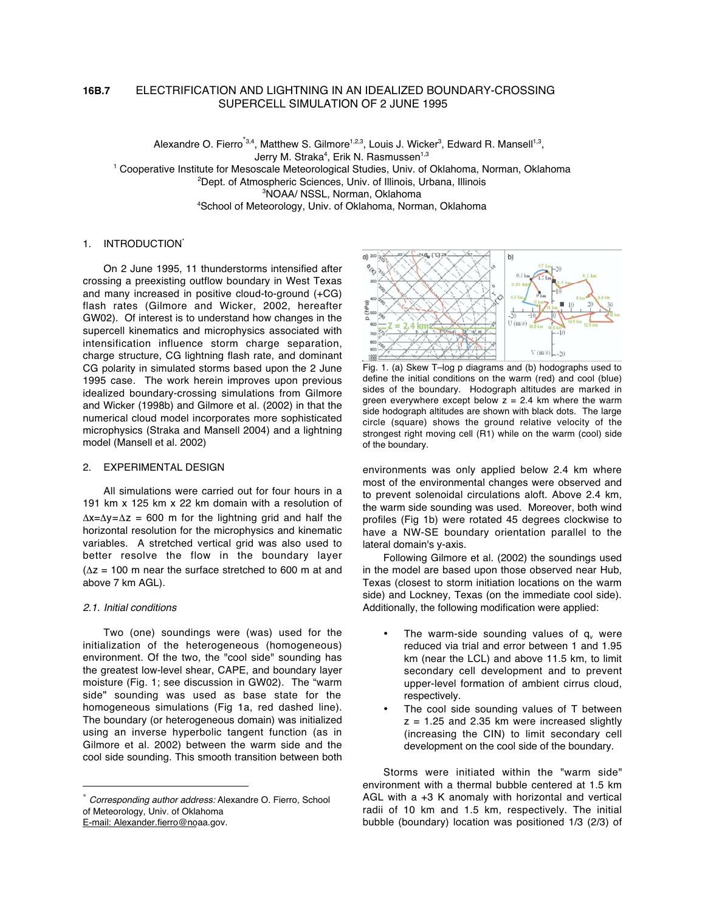# 16B.7 ELECTRIFICATION AND LIGHTNING IN AN IDEALIZED BOUNDARY-CROSSING SUPERCELL SIMULATION OF 2 JUNE 1995

Alexandre O. Fierro[*,3,4], Matthew S. Gilmore[1,2,3], Louis J. Wicker[3], Edward R. Mansell[1,3], Jerry M. Straka[4], Erik N. Rasmussen[1,3]

[1] Cooperative Institute for Mesoscale Meteorological Studies, Univ. of Oklahoma, Norman, Oklahoma
[2] Dept. of Atmospheric Sciences, Univ. of Illinois, Urbana, Illinois
[3] NOAA/ NSSL, Norman, Oklahoma
[4] School of Meteorology, Univ. of Oklahoma, Norman, Oklahoma

## 1. INTRODUCTION[*]

On 2 June 1995, 11 thunderstorms intensified after crossing a preexisting outflow boundary in West Texas and many increased in positive cloud-to-ground (+CG) flash rates (Gilmore and Wicker, 2002, hereafter GW02). Of interest is to understand how changes in the supercell kinematics and microphysics associated with intensification influence storm charge separation, charge structure, CG lightning flash rate, and dominant CG polarity in simulated storms based upon the 2 June 1995 case. The work herein improves upon previous idealized boundary-crossing simulations from Gilmore and Wicker (1998b) and Gilmore et al. (2002) in that the numerical cloud model incorporates more sophisticated microphysics (Straka and Mansell 2004) and a lightning model (Mansell et al. 2002)

## 2. EXPERIMENTAL DESIGN

All simulations were carried out for four hours in a 191 km x 125 km x 22 km domain with a resolution of $\Delta x = \Delta y = \Delta z$ = 600 m for the lightning grid and half the horizontal resolution for the microphysics and kinematic variables. A stretched vertical grid was also used to better resolve the flow in the boundary layer ($\Delta z$ = 100 m near the surface stretched to 600 m at and above 7 km AGL).

### *2.1. Initial conditions*

Two (one) soundings were (was) used for the initialization of the heterogeneous (homogeneous) environment. Of the two, the "cool side" sounding has the greatest low-level shear, CAPE, and boundary layer moisture (Fig. 1; see discussion in GW02). The "warm side" sounding was used as base state for the homogeneous simulations (Fig 1a, red dashed line). The boundary (or heterogeneous domain) was initialized using an inverse hyperbolic tangent function (as in Gilmore et al. 2002) between the warm side and the cool side sounding. This smooth transition between both environments was only applied below 2.4 km where most of the environmental changes were observed and to prevent solenoidal circulations aloft. Above 2.4 km, the warm side sounding was used. Moreover, both wind profiles (Fig 1b) were rotated 45 degrees clockwise to have a NW-SE boundary orientation parallel to the lateral domain's y-axis.

Fig. 1. (a) Skew T–log p diagrams and (b) hodographs used to define the initial conditions on the warm (red) and cool (blue) sides of the boundary. Hodograph altitudes are marked in green everywhere except below z = 2.4 km where the warm side hodograph altitudes are shown with black dots. The large circle (square) shows the ground relative velocity of the strongest right moving cell (R1) while on the warm (cool) side of the boundary.

Following Gilmore et al. (2002) the soundings used in the model are based upon those observed near Hub, Texas (closest to storm initiation locations on the warm side) and Lockney, Texas (on the immediate cool side). Additionally, the following modification were applied:

- The warm-side sounding values of $q_v$ were reduced via trial and error between 1 and 1.95 km (near the LCL) and above 11.5 km, to limit secondary cell development and to prevent upper-level formation of ambient cirrus cloud, respectively.
- The cool side sounding values of T between z = 1.25 and 2.35 km were increased slightly (increasing the CIN) to limit secondary cell development on the cool side of the boundary.

Storms were initiated within the "warm side" environment with a thermal bubble centered at 1.5 km AGL with a +3 K anomaly with horizontal and vertical radii of 10 km and 1.5 km, respectively. The initial bubble (boundary) location was positioned 1/3 (2/3) of

---

[*] *Corresponding author address:* Alexandre O. Fierro, School of Meteorology, Univ. of Oklahoma
E-mail: Alexander.fierro@noaa.gov.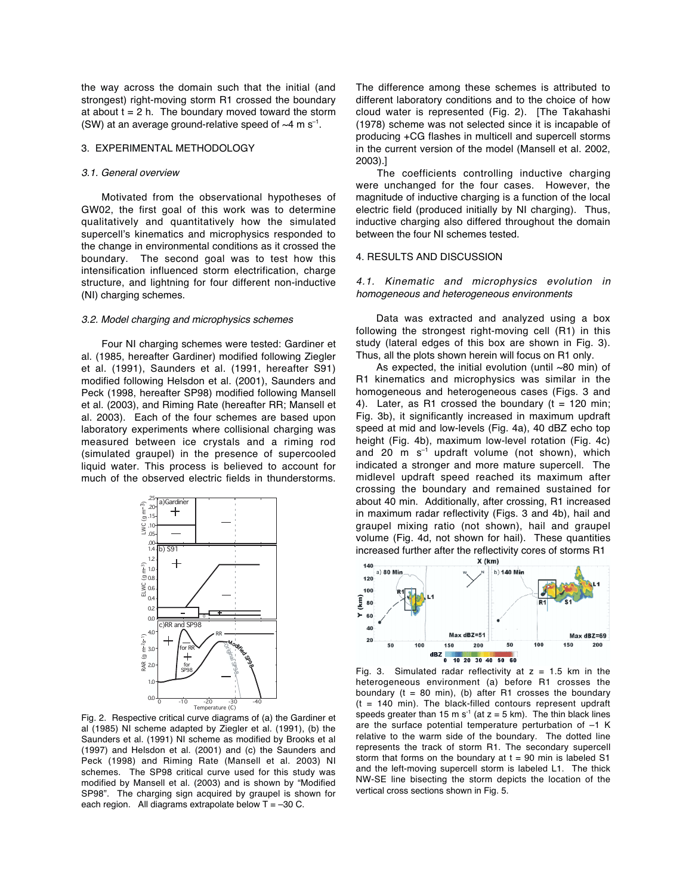the way across the domain such that the initial (and strongest) right-moving storm R1 crossed the boundary at about t = 2 h. The boundary moved toward the storm (SW) at an average ground-relative speed of ~4 m s$^{-1}$.

## 3. EXPERIMENTAL METHODOLOGY

### *3.1. General overview*

Motivated from the observational hypotheses of GW02, the first goal of this work was to determine qualitatively and quantitatively how the simulated supercell's kinematics and microphysics responded to the change in environmental conditions as it crossed the boundary. The second goal was to test how this intensification influenced storm electrification, charge structure, and lightning for four different non-inductive (NI) charging schemes.

### *3.2. Model charging and microphysics schemes*

Four NI charging schemes were tested: Gardiner et al. (1985, hereafter Gardiner) modified following Ziegler et al. (1991), Saunders et al. (1991, hereafter S91) modified following Helsdon et al. (2001), Saunders and Peck (1998, hereafter SP98) modified following Mansell et al. (2003), and Riming Rate (hereafter RR; Mansell et al. 2003). Each of the four schemes are based upon laboratory experiments where collisional charging was measured between ice crystals and a riming rod (simulated graupel) in the presence of supercooled liquid water. This process is believed to account for much of the observed electric fields in thunderstorms.

Fig. 2. Respective critical curve diagrams of (a) the Gardiner et al (1985) NI scheme adapted by Ziegler et al. (1991), (b) the Saunders et al. (1991) NI scheme as modified by Brooks et al (1997) and Helsdon et al. (2001) and (c) the Saunders and Peck (1998) and Riming Rate (Mansell et al. 2003) NI schemes. The SP98 critical curve used for this study was modified by Mansell et al. (2003) and is shown by "Modified SP98". The charging sign acquired by graupel is shown for each region. All diagrams extrapolate below T = –30 C.

The difference among these schemes is attributed to different laboratory conditions and to the choice of how cloud water is represented (Fig. 2). [The Takahashi (1978) scheme was not selected since it is incapable of producing +CG flashes in multicell and supercell storms in the current version of the model (Mansell et al. 2002, 2003).]

The coefficients controlling inductive charging were unchanged for the four cases. However, the magnitude of inductive charging is a function of the local electric field (produced initially by NI charging). Thus, inductive charging also differed throughout the domain between the four NI schemes tested.

## 4. RESULTS AND DISCUSSION

### *4.1. Kinematic and microphysics evolution in homogeneous and heterogeneous environments*

Data was extracted and analyzed using a box following the strongest right-moving cell (R1) in this study (lateral edges of this box are shown in Fig. 3). Thus, all the plots shown herein will focus on R1 only.

As expected, the initial evolution (until ~80 min) of R1 kinematics and microphysics was similar in the homogeneous and heterogeneous cases (Figs. 3 and 4). Later, as R1 crossed the boundary (t = 120 min; Fig. 3b), it significantly increased in maximum updraft speed at mid and low-levels (Fig. 4a), 40 dBZ echo top height (Fig. 4b), maximum low-level rotation (Fig. 4c) and 20 m s$^{-1}$ updraft volume (not shown), which indicated a stronger and more mature supercell. The midlevel updraft speed reached its maximum after crossing the boundary and remained sustained for about 40 min. Additionally, after crossing, R1 increased in maximum radar reflectivity (Figs. 3 and 4b), hail and graupel mixing ratio (not shown), hail and graupel volume (Fig. 4d, not shown for hail). These quantities increased further after the reflectivity cores of storms R1

Fig. 3. Simulated radar reflectivity at z = 1.5 km in the heterogeneous environment (a) before R1 crosses the boundary (t = 80 min), (b) after R1 crosses the boundary (t = 140 min). The black-filled contours represent updraft speeds greater than 15 m s$^{-1}$ (at z = 5 km). The thin black lines are the surface potential temperature perturbation of –1 K relative to the warm side of the boundary. The dotted line represents the track of storm R1. The secondary supercell storm that forms on the boundary at t = 90 min is labeled S1 and the left-moving supercell storm is labeled L1. The thick NW-SE line bisecting the storm depicts the location of the vertical cross sections shown in Fig. 5.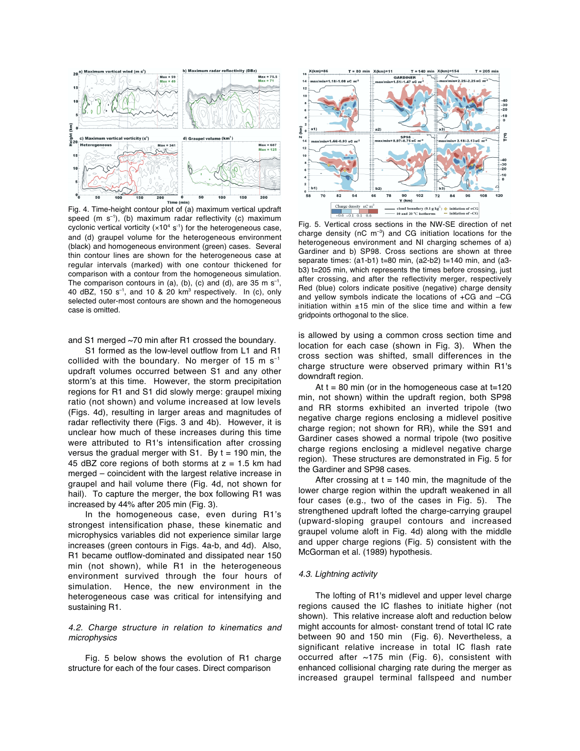Fig. 4. Time-height contour plot of (a) maximum vertical updraft speed (m $s^{-1}$), (b) maximum radar reflectivity (c) maximum cyclonic vertical vorticity ($\times 10^4$ $s^{-1}$) for the heterogeneous case, and (d) graupel volume for the heterogeneous environment (black) and homogeneous environment (green) cases. Several thin contour lines are shown for the heterogeneous case at regular intervals (marked) with one contour thickened for comparison with a contour from the homogeneous simulation. The comparison contours in (a), (b), (c) and (d), are 35 m $s^{-1}$, 40 dBZ, 150 $s^{-1}$, and 10 & 20 $km^3$ respectively. In (c), only selected outer-most contours are shown and the homogeneous case is omitted.

Fig. 5. Vertical cross sections in the NW-SE direction of net charge density (nC $m^{-3}$) and CG initiation locations for the heterogeneous environment and NI charging schemes of a) Gardiner and b) SP98. Cross sections are shown at three separate times: (a1-b1) t=80 min, (a2-b2) t=140 min, and (a3-b3) t=205 min, which represents the times before crossing, just after crossing, and after the reflectivity merger, respectively Red (blue) colors indicate positive (negative) charge density and yellow symbols indicate the locations of +CG and –CG initiation within ±15 min of the slice time and within a few gridpoints orthogonal to the slice.

and S1 merged ~70 min after R1 crossed the boundary.

S1 formed as the low-level outflow from L1 and R1 collided with the boundary. No merger of 15 m $s^{-1}$ updraft volumes occurred between S1 and any other storm's at this time. However, the storm precipitation regions for R1 and S1 did slowly merge: graupel mixing ratio (not shown) and volume increased at low levels (Figs. 4d), resulting in larger areas and magnitudes of radar reflectivity there (Figs. 3 and 4b). However, it is unclear how much of these increases during this time were attributed to R1's intensification after crossing versus the gradual merger with S1. By t = 190 min, the 45 dBZ core regions of both storms at z = 1.5 km had merged – coincident with the largest relative increase in graupel and hail volume there (Fig. 4d, not shown for hail). To capture the merger, the box following R1 was increased by 44% after 205 min (Fig. 3).

In the homogeneous case, even during R1's strongest intensification phase, these kinematic and microphysics variables did not experience similar large increases (green contours in Figs. 4a-b, and 4d). Also, R1 became outflow-dominated and dissipated near 150 min (not shown), while R1 in the heterogeneous environment survived through the four hours of simulation. Hence, the new environment in the heterogeneous case was critical for intensifying and sustaining R1.

### 4.2. Charge structure in relation to kinematics and microphysics

Fig. 5 below shows the evolution of R1 charge structure for each of the four cases. Direct comparison is allowed by using a common cross section time and location for each case (shown in Fig. 3). When the cross section was shifted, small differences in the charge structure were observed primary within R1's downdraft region.

At t = 80 min (or in the homogeneous case at t=120 min, not shown) within the updraft region, both SP98 and RR storms exhibited an inverted tripole (two negative charge regions enclosing a midlevel positive charge region; not shown for RR), while the S91 and Gardiner cases showed a normal tripole (two positive charge regions enclosing a midlevel negative charge region). These structures are demonstrated in Fig. 5 for the Gardiner and SP98 cases.

After crossing at t = 140 min, the magnitude of the lower charge region within the updraft weakened in all four cases (e.g., two of the cases in Fig. 5). The strengthened updraft lofted the charge-carrying graupel (upward-sloping graupel contours and increased graupel volume aloft in Fig. 4d) along with the middle and upper charge regions (Fig. 5) consistent with the McGorman et al. (1989) hypothesis.

### 4.3. Lightning activity

The lofting of R1's midlevel and upper level charge regions caused the IC flashes to initiate higher (not shown). This relative increase aloft and reduction below might accounts for almost- constant trend of total IC rate between 90 and 150 min (Fig. 6). Nevertheless, a significant relative increase in total IC flash rate occurred after ~175 min (Fig. 6), consistent with enhanced collisional charging rate during the merger as increased graupel terminal fallspeed and number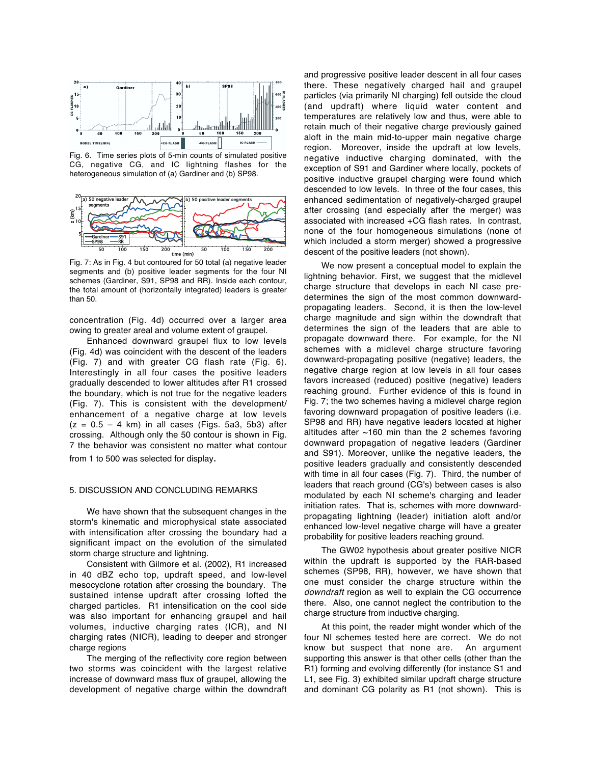Fig. 6. Time series plots of 5-min counts of simulated positive CG, negative CG, and IC lightning flashes for the heterogeneous simulation of (a) Gardiner and (b) SP98.

Fig. 7: As in Fig. 4 but contoured for 50 total (a) negative leader segments and (b) positive leader segments for the four NI schemes (Gardiner, S91, SP98 and RR). Inside each contour, the total amount of (horizontally integrated) leaders is greater than 50.

concentration (Fig. 4d) occurred over a larger area owing to greater areal and volume extent of graupel.

Enhanced downward graupel flux to low levels (Fig. 4d) was coincident with the descent of the leaders (Fig. 7) and with greater CG flash rate (Fig. 6). Interestingly in all four cases the positive leaders gradually descended to lower altitudes after R1 crossed the boundary, which is not true for the negative leaders (Fig. 7). This is consistent with the development/ enhancement of a negative charge at low levels (z = 0.5 – 4 km) in all cases (Figs. 5a3, 5b3) after crossing. Although only the 50 contour is shown in Fig. 7 the behavior was consistent no matter what contour from 1 to 500 was selected for display.

## 5. DISCUSSION AND CONCLUDING REMARKS

We have shown that the subsequent changes in the storm's kinematic and microphysical state associated with intensification after crossing the boundary had a significant impact on the evolution of the simulated storm charge structure and lightning.

Consistent with Gilmore et al. (2002), R1 increased in 40 dBZ echo top, updraft speed, and low-level mesocyclone rotation after crossing the boundary. The sustained intense updraft after crossing lofted the charged particles. R1 intensification on the cool side was also important for enhancing graupel and hail volumes, inductive charging rates (ICR), and NI charging rates (NICR), leading to deeper and stronger charge regions

The merging of the reflectivity core region between two storms was coincident with the largest relative increase of downward mass flux of graupel, allowing the development of negative charge within the downdraft and progressive positive leader descent in all four cases there. These negatively charged hail and graupel particles (via primarily NI charging) fell outside the cloud (and updraft) where liquid water content and temperatures are relatively low and thus, were able to retain much of their negative charge previously gained aloft in the main mid-to-upper main negative charge region. Moreover, inside the updraft at low levels, negative inductive charging dominated, with the exception of S91 and Gardiner where locally, pockets of positive inductive graupel charging were found which descended to low levels. In three of the four cases, this enhanced sedimentation of negatively-charged graupel after crossing (and especially after the merger) was associated with increased +CG flash rates. In contrast, none of the four homogeneous simulations (none of which included a storm merger) showed a progressive descent of the positive leaders (not shown).

We now present a conceptual model to explain the lightning behavior. First, we suggest that the midlevel charge structure that develops in each NI case pre-determines the sign of the most common downward-propagating leaders. Second, it is then the low-level charge magnitude and sign within the downdraft that determines the sign of the leaders that are able to propagate downward there. For example, for the NI schemes with a midlevel charge structure favoring downward-propagating positive (negative) leaders, the negative charge region at low levels in all four cases favors increased (reduced) positive (negative) leaders reaching ground. Further evidence of this is found in Fig. 7; the two schemes having a midlevel charge region favoring downward propagation of positive leaders (i.e. SP98 and RR) have negative leaders located at higher altitudes after ~160 min than the 2 schemes favoring downward propagation of negative leaders (Gardiner and S91). Moreover, unlike the negative leaders, the positive leaders gradually and consistently descended with time in all four cases (Fig. 7). Third, the number of leaders that reach ground (CG's) between cases is also modulated by each NI scheme's charging and leader initiation rates. That is, schemes with more downward-propagating lightning (leader) initiation aloft and/or enhanced low-level negative charge will have a greater probability for positive leaders reaching ground.

The GW02 hypothesis about greater positive NICR within the updraft is supported by the RAR-based schemes (SP98, RR), however, we have shown that one must consider the charge structure within the *downdraft* region as well to explain the CG occurrence there. Also, one cannot neglect the contribution to the charge structure from inductive charging.

At this point, the reader might wonder which of the four NI schemes tested here are correct. We do not know but suspect that none are. An argument supporting this answer is that other cells (other than the R1) forming and evolving differently (for instance S1 and L1, see Fig. 3) exhibited similar updraft charge structure and dominant CG polarity as R1 (not shown). This is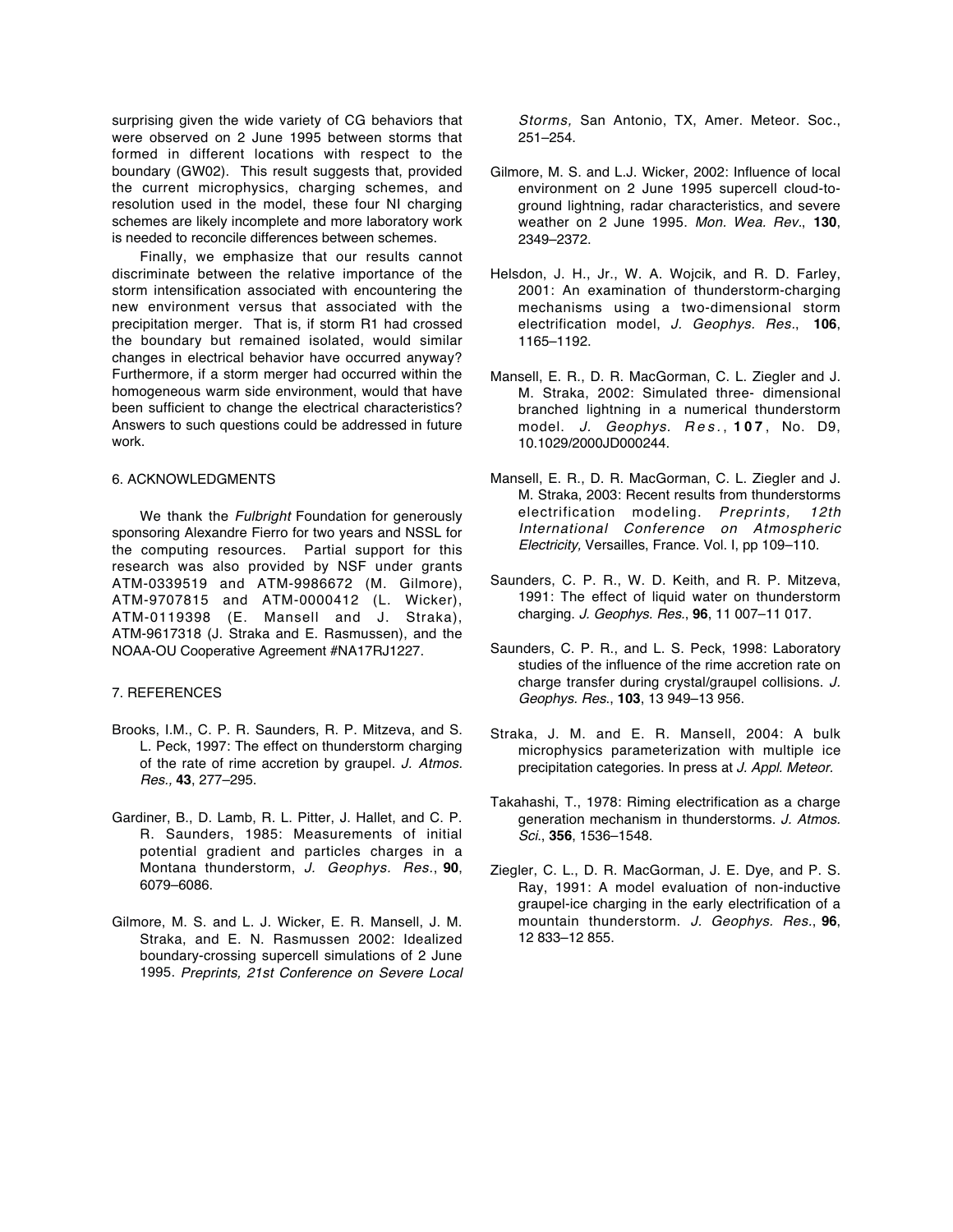surprising given the wide variety of CG behaviors that were observed on 2 June 1995 between storms that formed in different locations with respect to the boundary (GW02). This result suggests that, provided the current microphysics, charging schemes, and resolution used in the model, these four NI charging schemes are likely incomplete and more laboratory work is needed to reconcile differences between schemes.

Finally, we emphasize that our results cannot discriminate between the relative importance of the storm intensification associated with encountering the new environment versus that associated with the precipitation merger. That is, if storm R1 had crossed the boundary but remained isolated, would similar changes in electrical behavior have occurred anyway? Furthermore, if a storm merger had occurred within the homogeneous warm side environment, would that have been sufficient to change the electrical characteristics? Answers to such questions could be addressed in future work.

## 6. ACKNOWLEDGMENTS

We thank the *Fulbright* Foundation for generously sponsoring Alexandre Fierro for two years and NSSL for the computing resources. Partial support for this research was also provided by NSF under grants ATM-0339519 and ATM-9986672 (M. Gilmore), ATM-9707815 and ATM-0000412 (L. Wicker), ATM-0119398 (E. Mansell and J. Straka), ATM-9617318 (J. Straka and E. Rasmussen), and the NOAA-OU Cooperative Agreement #NA17RJ1227.

## 7. REFERENCES

Brooks, I.M., C. P. R. Saunders, R. P. Mitzeva, and S. L. Peck, 1997: The effect on thunderstorm charging of the rate of rime accretion by graupel. *J. Atmos. Res.,* **43**, 277–295.

Gardiner, B., D. Lamb, R. L. Pitter, J. Hallet, and C. P. R. Saunders, 1985: Measurements of initial potential gradient and particles charges in a Montana thunderstorm, *J. Geophys. Res.*, **90**, 6079–6086.

Gilmore, M. S. and L. J. Wicker, E. R. Mansell, J. M. Straka, and E. N. Rasmussen 2002: Idealized boundary-crossing supercell simulations of 2 June 1995. *Preprints, 21st Conference on Severe Local Storms,* San Antonio, TX, Amer. Meteor. Soc., 251–254.

Gilmore, M. S. and L.J. Wicker, 2002: Influence of local environment on 2 June 1995 supercell cloud-to-ground lightning, radar characteristics, and severe weather on 2 June 1995. *Mon. Wea. Rev*., **130**, 2349–2372.

Helsdon, J. H., Jr., W. A. Wojcik, and R. D. Farley, 2001: An examination of thunderstorm-charging mechanisms using a two-dimensional storm electrification model, *J. Geophys. Res*., **106**, 1165–1192.

Mansell, E. R., D. R. MacGorman, C. L. Ziegler and J. M. Straka, 2002: Simulated three- dimensional branched lightning in a numerical thunderstorm model. *J. Geophys. Res.*, **107**, No. D9, 10.1029/2000JD000244.

Mansell, E. R., D. R. MacGorman, C. L. Ziegler and J. M. Straka, 2003: Recent results from thunderstorms electrification modeling. *Preprints, 12th International Conference on Atmospheric Electricity,* Versailles, France. Vol. I, pp 109–110.

Saunders, C. P. R., W. D. Keith, and R. P. Mitzeva, 1991: The effect of liquid water on thunderstorm charging. *J. Geophys. Res.*, **96**, 11 007–11 017.

Saunders, C. P. R., and L. S. Peck, 1998: Laboratory studies of the influence of the rime accretion rate on charge transfer during crystal/graupel collisions. *J. Geophys. Res.*, **103**, 13 949–13 956.

Straka, J. M. and E. R. Mansell, 2004: A bulk microphysics parameterization with multiple ice precipitation categories. In press at *J. Appl. Meteor*.

Takahashi, T., 1978: Riming electrification as a charge generation mechanism in thunderstorms. *J. Atmos. Sci*., **356**, 1536–1548.

Ziegler, C. L., D. R. MacGorman, J. E. Dye, and P. S. Ray, 1991: A model evaluation of non-inductive graupel-ice charging in the early electrification of a mountain thunderstorm. *J. Geophys. Res*., **96**, 12 833–12 855.